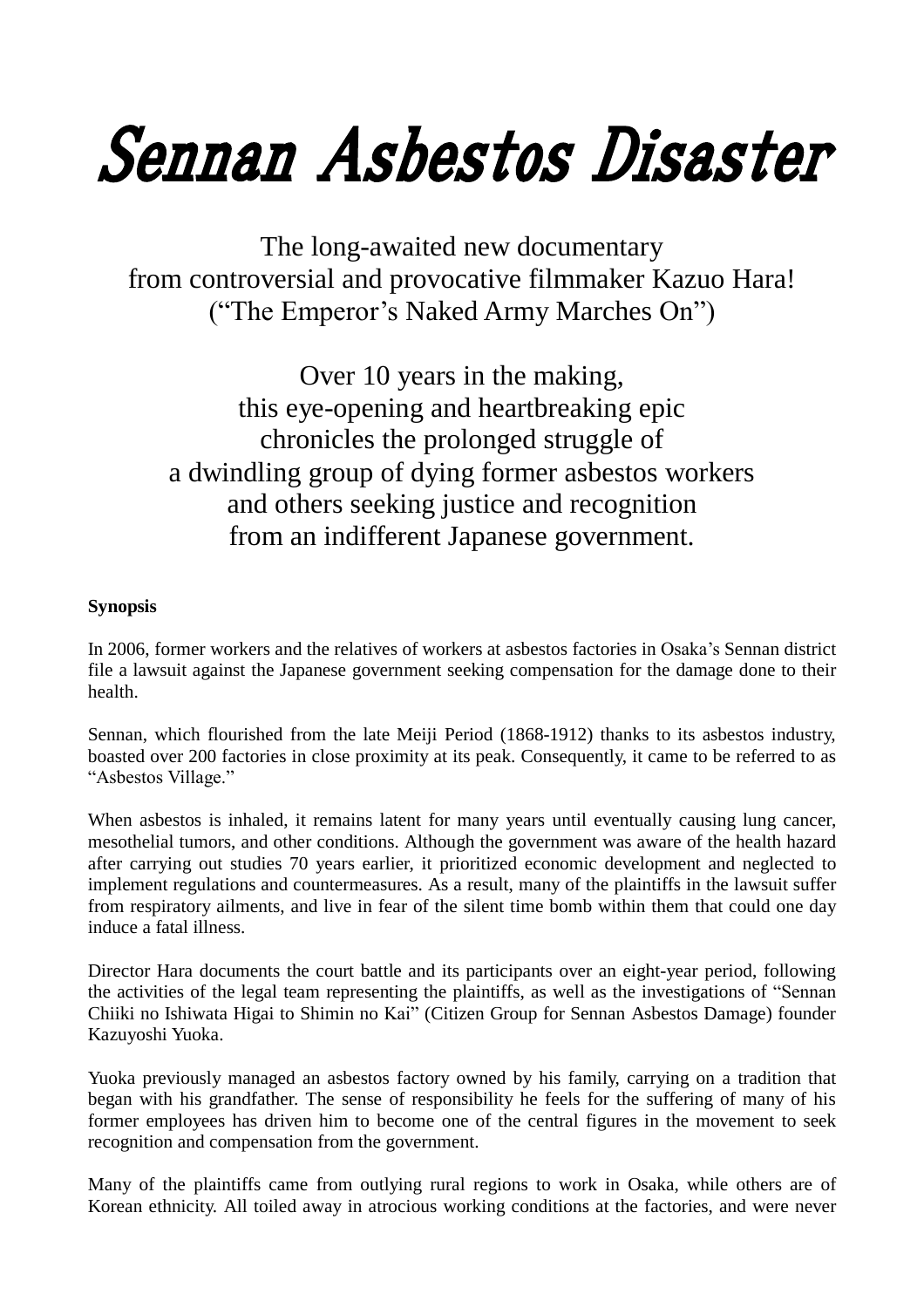# Sennan Asbestos Disaster

The long-awaited new documentary
from controversial and provocative filmmaker Kazuo Hara!
("The Emperor's Naked Army Marches On")

Over 10 years in the making,
this eye-opening and heartbreaking epic
chronicles the prolonged struggle of
a dwindling group of dying former asbestos workers
and others seeking justice and recognition
from an indifferent Japanese government.

**Synopsis**

In 2006, former workers and the relatives of workers at asbestos factories in Osaka's Sennan district file a lawsuit against the Japanese government seeking compensation for the damage done to their health.

Sennan, which flourished from the late Meiji Period (1868-1912) thanks to its asbestos industry, boasted over 200 factories in close proximity at its peak. Consequently, it came to be referred to as "Asbestos Village."

When asbestos is inhaled, it remains latent for many years until eventually causing lung cancer, mesothelial tumors, and other conditions. Although the government was aware of the health hazard after carrying out studies 70 years earlier, it prioritized economic development and neglected to implement regulations and countermeasures. As a result, many of the plaintiffs in the lawsuit suffer from respiratory ailments, and live in fear of the silent time bomb within them that could one day induce a fatal illness.

Director Hara documents the court battle and its participants over an eight-year period, following the activities of the legal team representing the plaintiffs, as well as the investigations of "Sennan Chiiki no Ishiwata Higai to Shimin no Kai" (Citizen Group for Sennan Asbestos Damage) founder Kazuyoshi Yuoka.

Yuoka previously managed an asbestos factory owned by his family, carrying on a tradition that began with his grandfather. The sense of responsibility he feels for the suffering of many of his former employees has driven him to become one of the central figures in the movement to seek recognition and compensation from the government.

Many of the plaintiffs came from outlying rural regions to work in Osaka, while others are of Korean ethnicity. All toiled away in atrocious working conditions at the factories, and were never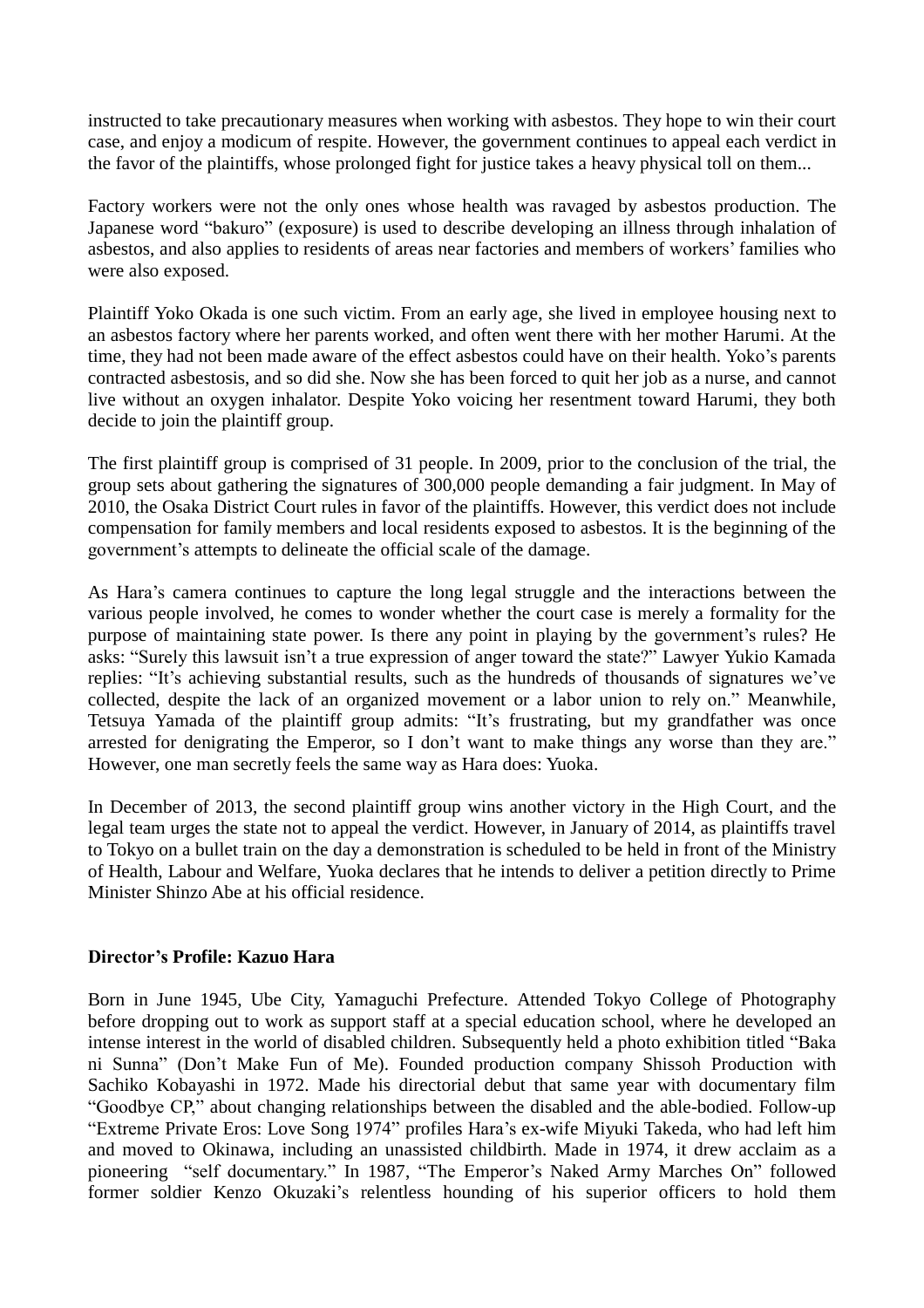instructed to take precautionary measures when working with asbestos. They hope to win their court case, and enjoy a modicum of respite. However, the government continues to appeal each verdict in the favor of the plaintiffs, whose prolonged fight for justice takes a heavy physical toll on them...

Factory workers were not the only ones whose health was ravaged by asbestos production. The Japanese word "bakuro" (exposure) is used to describe developing an illness through inhalation of asbestos, and also applies to residents of areas near factories and members of workers' families who were also exposed.

Plaintiff Yoko Okada is one such victim. From an early age, she lived in employee housing next to an asbestos factory where her parents worked, and often went there with her mother Harumi. At the time, they had not been made aware of the effect asbestos could have on their health. Yoko's parents contracted asbestosis, and so did she. Now she has been forced to quit her job as a nurse, and cannot live without an oxygen inhalator. Despite Yoko voicing her resentment toward Harumi, they both decide to join the plaintiff group.

The first plaintiff group is comprised of 31 people. In 2009, prior to the conclusion of the trial, the group sets about gathering the signatures of 300,000 people demanding a fair judgment. In May of 2010, the Osaka District Court rules in favor of the plaintiffs. However, this verdict does not include compensation for family members and local residents exposed to asbestos. It is the beginning of the government's attempts to delineate the official scale of the damage.

As Hara's camera continues to capture the long legal struggle and the interactions between the various people involved, he comes to wonder whether the court case is merely a formality for the purpose of maintaining state power. Is there any point in playing by the government's rules? He asks: "Surely this lawsuit isn't a true expression of anger toward the state?" Lawyer Yukio Kamada replies: "It's achieving substantial results, such as the hundreds of thousands of signatures we've collected, despite the lack of an organized movement or a labor union to rely on." Meanwhile, Tetsuya Yamada of the plaintiff group admits: "It's frustrating, but my grandfather was once arrested for denigrating the Emperor, so I don't want to make things any worse than they are." However, one man secretly feels the same way as Hara does: Yuoka.

In December of 2013, the second plaintiff group wins another victory in the High Court, and the legal team urges the state not to appeal the verdict. However, in January of 2014, as plaintiffs travel to Tokyo on a bullet train on the day a demonstration is scheduled to be held in front of the Ministry of Health, Labour and Welfare, Yuoka declares that he intends to deliver a petition directly to Prime Minister Shinzo Abe at his official residence.

**Director's Profile: Kazuo Hara**

Born in June 1945, Ube City, Yamaguchi Prefecture. Attended Tokyo College of Photography before dropping out to work as support staff at a special education school, where he developed an intense interest in the world of disabled children. Subsequently held a photo exhibition titled "Baka ni Sunna" (Don't Make Fun of Me). Founded production company Shissoh Production with Sachiko Kobayashi in 1972. Made his directorial debut that same year with documentary film "Goodbye CP," about changing relationships between the disabled and the able-bodied. Follow-up "Extreme Private Eros: Love Song 1974" profiles Hara's ex-wife Miyuki Takeda, who had left him and moved to Okinawa, including an unassisted childbirth. Made in 1974, it drew acclaim as a pioneering "self documentary." In 1987, "The Emperor's Naked Army Marches On" followed former soldier Kenzo Okuzaki's relentless hounding of his superior officers to hold them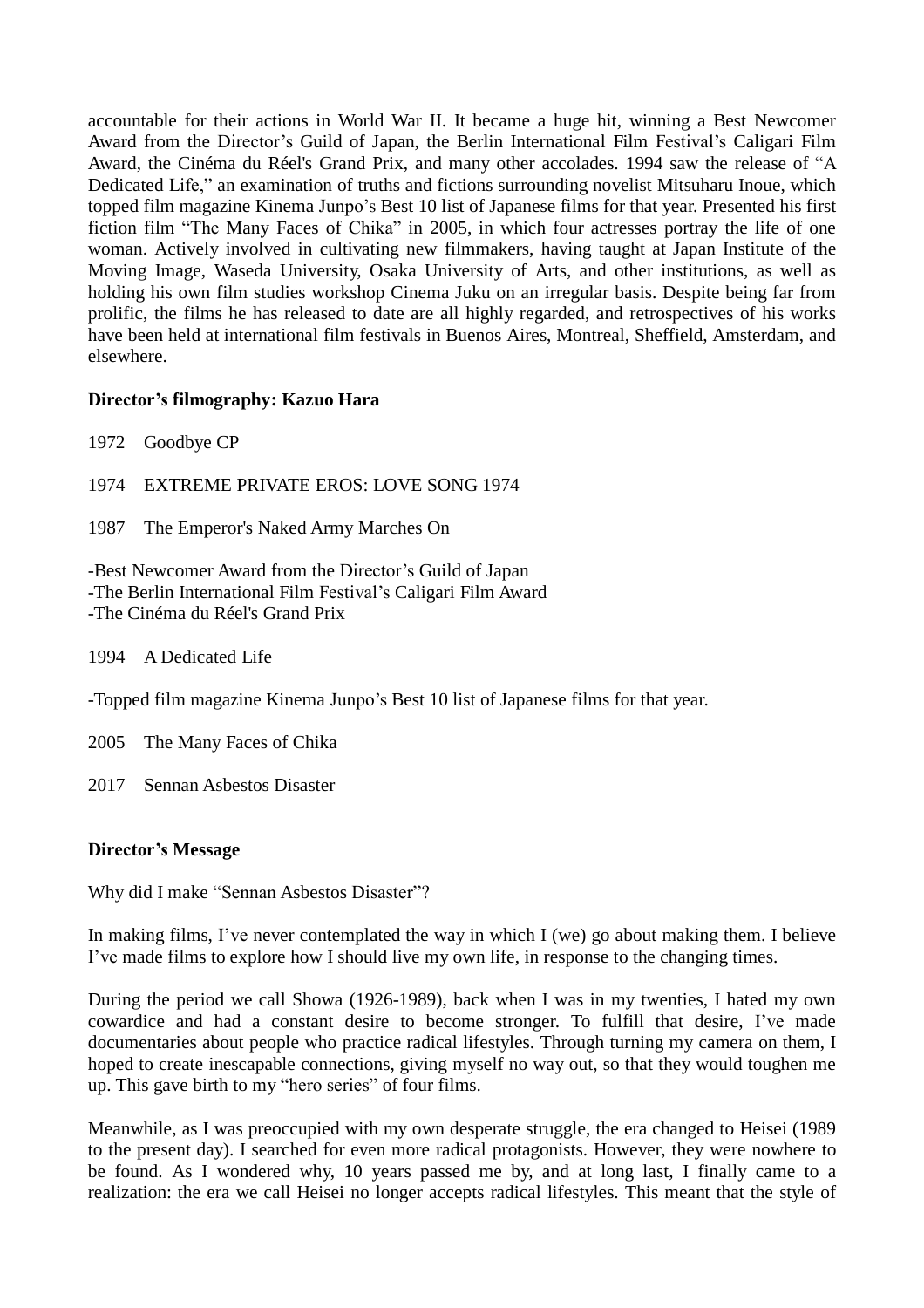accountable for their actions in World War II. It became a huge hit, winning a Best Newcomer Award from the Director's Guild of Japan, the Berlin International Film Festival's Caligari Film Award, the Cinéma du Réel's Grand Prix, and many other accolades. 1994 saw the release of "A Dedicated Life," an examination of truths and fictions surrounding novelist Mitsuharu Inoue, which topped film magazine Kinema Junpo's Best 10 list of Japanese films for that year. Presented his first fiction film "The Many Faces of Chika" in 2005, in which four actresses portray the life of one woman. Actively involved in cultivating new filmmakers, having taught at Japan Institute of the Moving Image, Waseda University, Osaka University of Arts, and other institutions, as well as holding his own film studies workshop Cinema Juku on an irregular basis. Despite being far from prolific, the films he has released to date are all highly regarded, and retrospectives of his works have been held at international film festivals in Buenos Aires, Montreal, Sheffield, Amsterdam, and elsewhere.

**Director's filmography: Kazuo Hara**

1972 Goodbye CP

1974 EXTREME PRIVATE EROS: LOVE SONG 1974

1987 The Emperor's Naked Army Marches On

- Best Newcomer Award from the Director's Guild of Japan
- The Berlin International Film Festival's Caligari Film Award
- The Cinéma du Réel's Grand Prix

1994 A Dedicated Life

- Topped film magazine Kinema Junpo's Best 10 list of Japanese films for that year.

2005 The Many Faces of Chika

2017 Sennan Asbestos Disaster

**Director's Message**

Why did I make "Sennan Asbestos Disaster"?

In making films, I've never contemplated the way in which I (we) go about making them. I believe I've made films to explore how I should live my own life, in response to the changing times.

During the period we call Showa (1926-1989), back when I was in my twenties, I hated my own cowardice and had a constant desire to become stronger. To fulfill that desire, I've made documentaries about people who practice radical lifestyles. Through turning my camera on them, I hoped to create inescapable connections, giving myself no way out, so that they would toughen me up. This gave birth to my "hero series" of four films.

Meanwhile, as I was preoccupied with my own desperate struggle, the era changed to Heisei (1989 to the present day). I searched for even more radical protagonists. However, they were nowhere to be found. As I wondered why, 10 years passed me by, and at long last, I finally came to a realization: the era we call Heisei no longer accepts radical lifestyles. This meant that the style of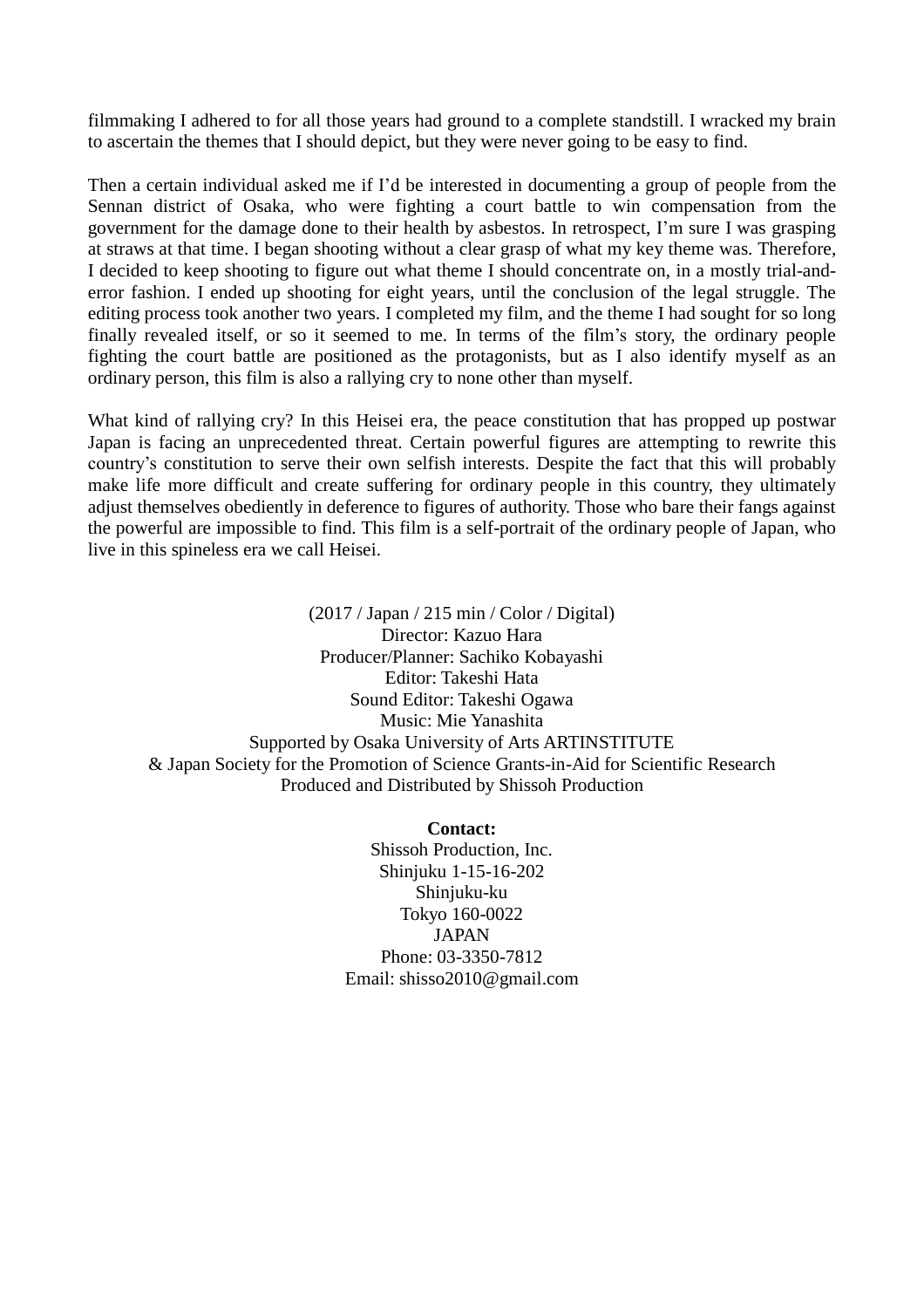filmmaking I adhered to for all those years had ground to a complete standstill. I wracked my brain to ascertain the themes that I should depict, but they were never going to be easy to find.

Then a certain individual asked me if I'd be interested in documenting a group of people from the Sennan district of Osaka, who were fighting a court battle to win compensation from the government for the damage done to their health by asbestos. In retrospect, I'm sure I was grasping at straws at that time. I began shooting without a clear grasp of what my key theme was. Therefore, I decided to keep shooting to figure out what theme I should concentrate on, in a mostly trial-and-error fashion. I ended up shooting for eight years, until the conclusion of the legal struggle. The editing process took another two years. I completed my film, and the theme I had sought for so long finally revealed itself, or so it seemed to me. In terms of the film's story, the ordinary people fighting the court battle are positioned as the protagonists, but as I also identify myself as an ordinary person, this film is also a rallying cry to none other than myself.

What kind of rallying cry? In this Heisei era, the peace constitution that has propped up postwar Japan is facing an unprecedented threat. Certain powerful figures are attempting to rewrite this country's constitution to serve their own selfish interests. Despite the fact that this will probably make life more difficult and create suffering for ordinary people in this country, they ultimately adjust themselves obediently in deference to figures of authority. Those who bare their fangs against the powerful are impossible to find. This film is a self-portrait of the ordinary people of Japan, who live in this spineless era we call Heisei.

(2017 / Japan / 215 min / Color / Digital)
Director: Kazuo Hara
Producer/Planner: Sachiko Kobayashi
Editor: Takeshi Hata
Sound Editor: Takeshi Ogawa
Music: Mie Yanashita
Supported by Osaka University of Arts ARTINSTITUTE
& Japan Society for the Promotion of Science Grants-in-Aid for Scientific Research
Produced and Distributed by Shissoh Production

**Contact:**
Shissoh Production, Inc.
Shinjuku 1-15-16-202
Shinjuku-ku
Tokyo 160-0022
JAPAN
Phone: 03-3350-7812
Email: shisso2010@gmail.com